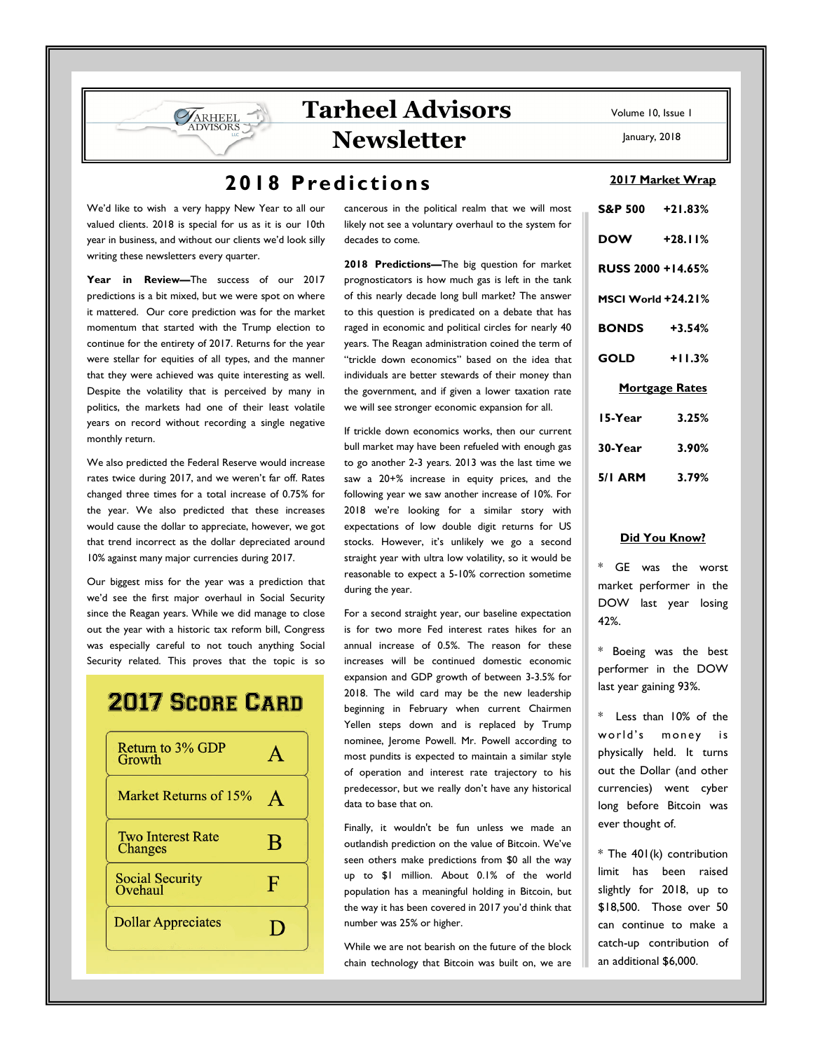# Tarheel Advisors Newsletter

Volume 10, Issue 1

January, 2018

## 2018 Predictions

We'd like to wish a very happy New Year to all our valued clients. 2018 is special for us as it is our 10th year in business, and without our clients we'd look silly writing these newsletters every quarter.

**Year in Review—**The success of our 2017 predictions is a bit mixed, but we were spot on where it mattered. Our core prediction was for the market momentum that started with the Trump election to continue for the entirety of 2017. Returns for the year were stellar for equities of all types, and the manner that they were achieved was quite interesting as well. Despite the volatility that is perceived by many in politics, the markets had one of their least volatile years on record without recording a single negative monthly return.

We also predicted the Federal Reserve would increase rates twice during 2017, and we weren't far off. Rates changed three times for a total increase of 0.75% for the year. We also predicted that these increases would cause the dollar to appreciate, however, we got that trend incorrect as the dollar depreciated around 10% against many major currencies during 2017.

Our biggest miss for the year was a prediction that we'd see the first major overhaul in Social Security since the Reagan years. While we did manage to close out the year with a historic tax reform bill, Congress was especially careful to not touch anything Social Security related. This proves that the topic is so cancerous in the political realm that we will most likely not see a voluntary overhaul to the system for decades to come.

### 2017 Score Card

| | |
|---|---|
| Return to 3% GDP Growth | A |
| Market Returns of 15% | A |
| Two Interest Rate Changes | B |
| Social Security Ovehaul | F |
| Dollar Appreciates | D |

**2018 Predictions—**The big question for market prognosticators is how much gas is left in the tank of this nearly decade long bull market? The answer to this question is predicated on a debate that has raged in economic and political circles for nearly 40 years. The Reagan administration coined the term of "trickle down economics" based on the idea that individuals are better stewards of their money than the government, and if given a lower taxation rate we will see stronger economic expansion for all.

If trickle down economics works, then our current bull market may have been refueled with enough gas to go another 2-3 years. 2013 was the last time we saw a 20+% increase in equity prices, and the following year we saw another increase of 10%. For 2018 we're looking for a similar story with expectations of low double digit returns for US stocks. However, it's unlikely we go a second straight year with ultra low volatility, so it would be reasonable to expect a 5-10% correction sometime during the year.

For a second straight year, our baseline expectation is for two more Fed interest rates hikes for an annual increase of 0.5%. The reason for these increases will be continued domestic economic expansion and GDP growth of between 3-3.5% for 2018. The wild card may be the new leadership beginning in February when current Chairmen Yellen steps down and is replaced by Trump nominee, Jerome Powell. Mr. Powell according to most pundits is expected to maintain a similar style of operation and interest rate trajectory to his predecessor, but we really don't have any historical data to base that on.

Finally, it wouldn't be fun unless we made an outlandish prediction on the value of Bitcoin. We've seen others make predictions from $0 all the way up to $1 million. About 0.1% of the world population has a meaningful holding in Bitcoin, but the way it has been covered in 2017 you'd think that number was 25% or higher.

While we are not bearish on the future of the block chain technology that Bitcoin was built on, we are

### 2017 Market Wrap

| | |
|---|---|
| S&P 500 | +21.83% |
| DOW | +28.11% |
| RUSS 2000 | +14.65% |
| MSCI World | +24.21% |
| BONDS | +3.54% |
| GOLD | +11.3% |

### Mortgage Rates

| | |
|---|---|
| 15-Year | 3.25% |
| 30-Year | 3.90% |
| 5/1 ARM | 3.79% |

### Did You Know?

* GE was the worst market performer in the DOW last year losing 42%.

* Boeing was the best performer in the DOW last year gaining 93%.

* Less than 10% of the world's money is physically held. It turns out the Dollar (and other currencies) went cyber long before Bitcoin was ever thought of.

* The 401(k) contribution limit has been raised slightly for 2018, up to $18,500. Those over 50 can continue to make a catch-up contribution of an additional $6,000.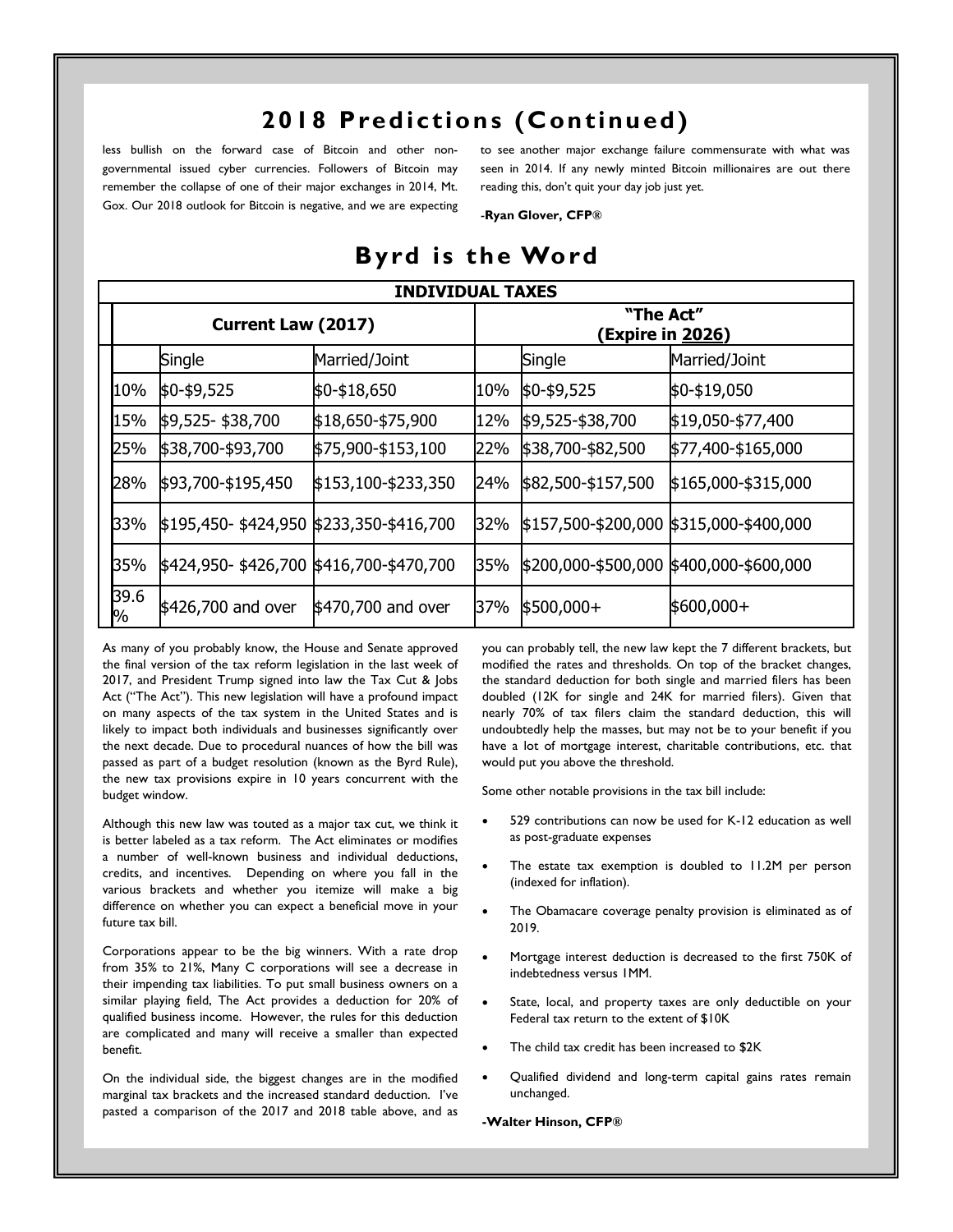## 2018 Predictions (Continued)

less bullish on the forward case of Bitcoin and other non-governmental issued cyber currencies. Followers of Bitcoin may remember the collapse of one of their major exchanges in 2014, Mt. Gox. Our 2018 outlook for Bitcoin is negative, and we are expecting to see another major exchange failure commensurate with what was seen in 2014. If any newly minted Bitcoin millionaires are out there reading this, don't quit your day job just yet.

-**Ryan Glover, CFP®**

## Byrd is the Word

| INDIVIDUAL TAXES | | | | | |
|---|---|---|---|---|---|
| **Current Law (2017)** | | | **"The Act" (Expire in 2026)** | | |
| | Single | Married/Joint | | Single | Married/Joint |
| 10% | \$0-\$9,525 | \$0-\$18,650 | 10% | \$0-\$9,525 | \$0-\$19,050 |
| 15% | \$9,525- \$38,700 | \$18,650-\$75,900 | 12% | \$9,525-\$38,700 | \$19,050-\$77,400 |
| 25% | \$38,700-\$93,700 | \$75,900-\$153,100 | 22% | \$38,700-\$82,500 | \$77,400-\$165,000 |
| 28% | \$93,700-\$195,450 | \$153,100-\$233,350 | 24% | \$82,500-\$157,500 | \$165,000-\$315,000 |
| 33% | \$195,450- \$424,950 | \$233,350-\$416,700 | 32% | \$157,500-\$200,000 | \$315,000-\$400,000 |
| 35% | \$424,950- \$426,700 | \$416,700-\$470,700 | 35% | \$200,000-\$500,000 | \$400,000-\$600,000 |
| 39.6% | \$426,700 and over | \$470,700 and over | 37% | \$500,000+ | \$600,000+ |

As many of you probably know, the House and Senate approved the final version of the tax reform legislation in the last week of 2017, and President Trump signed into law the Tax Cut & Jobs Act ("The Act"). This new legislation will have a profound impact on many aspects of the tax system in the United States and is likely to impact both individuals and businesses significantly over the next decade. Due to procedural nuances of how the bill was passed as part of a budget resolution (known as the Byrd Rule), the new tax provisions expire in 10 years concurrent with the budget window.

Although this new law was touted as a major tax cut, we think it is better labeled as a tax reform. The Act eliminates or modifies a number of well-known business and individual deductions, credits, and incentives. Depending on where you fall in the various brackets and whether you itemize will make a big difference on whether you can expect a beneficial move in your future tax bill.

Corporations appear to be the big winners. With a rate drop from 35% to 21%, Many C corporations will see a decrease in their impending tax liabilities. To put small business owners on a similar playing field, The Act provides a deduction for 20% of qualified business income. However, the rules for this deduction are complicated and many will receive a smaller than expected benefit.

On the individual side, the biggest changes are in the modified marginal tax brackets and the increased standard deduction. I've pasted a comparison of the 2017 and 2018 table above, and as you can probably tell, the new law kept the 7 different brackets, but modified the rates and thresholds. On top of the bracket changes, the standard deduction for both single and married filers has been doubled (12K for single and 24K for married filers). Given that nearly 70% of tax filers claim the standard deduction, this will undoubtedly help the masses, but may not be to your benefit if you have a lot of mortgage interest, charitable contributions, etc. that would put you above the threshold.

Some other notable provisions in the tax bill include:

- 529 contributions can now be used for K-12 education as well as post-graduate expenses
- The estate tax exemption is doubled to 11.2M per person (indexed for inflation).
- The Obamacare coverage penalty provision is eliminated as of 2019.
- Mortgage interest deduction is decreased to the first 750K of indebtedness versus 1MM.
- State, local, and property taxes are only deductible on your Federal tax return to the extent of \$10K
- The child tax credit has been increased to \$2K
- Qualified dividend and long-term capital gains rates remain unchanged.

**-Walter Hinson, CFP®**